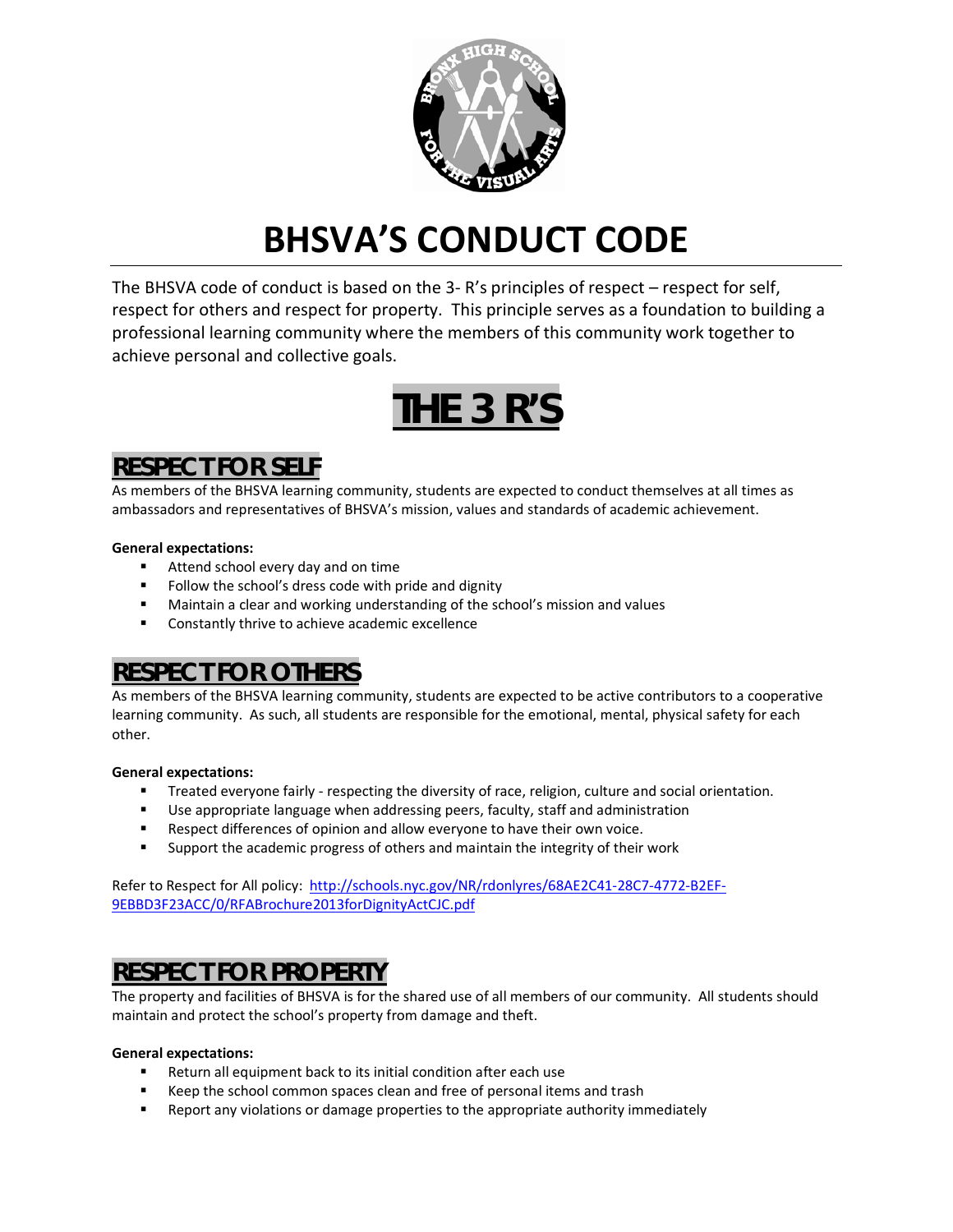# BHSVA'S CONDUCT CODE

The BHSVA code of conduct is based on the 3- R's principles of respect – respect for self, respect for others and respect for property. This principle serves as a foundation to building a professional learning community where the members of this community work together to achieve personal and collective goals.

## THE 3 R'S

### RESPECT FOR SELF

As members of the BHSVA learning community, students are expected to conduct themselves at all times as ambassadors and representatives of BHSVA's mission, values and standards of academic achievement.

**General expectations:**

- Attend school every day and on time
- Follow the school's dress code with pride and dignity
- Maintain a clear and working understanding of the school's mission and values
- Constantly thrive to achieve academic excellence

### RESPECT FOR OTHERS

As members of the BHSVA learning community, students are expected to be active contributors to a cooperative learning community. As such, all students are responsible for the emotional, mental, physical safety for each other.

**General expectations:**

- Treated everyone fairly - respecting the diversity of race, religion, culture and social orientation.
- Use appropriate language when addressing peers, faculty, staff and administration
- Respect differences of opinion and allow everyone to have their own voice.
- Support the academic progress of others and maintain the integrity of their work

Refer to Respect for All policy: [http://schools.nyc.gov/NR/rdonlyres/68AE2C41-28C7-4772-B2EF-9EBBD3F23ACC/0/RFABrochure2013forDignityActCJC.pdf](http://schools.nyc.gov/NR/rdonlyres/68AE2C41-28C7-4772-B2EF-9EBBD3F23ACC/0/RFABrochure2013forDignityActCJC.pdf)

### RESPECT FOR PROPERTY

The property and facilities of BHSVA is for the shared use of all members of our community. All students should maintain and protect the school's property from damage and theft.

**General expectations:**

- Return all equipment back to its initial condition after each use
- Keep the school common spaces clean and free of personal items and trash
- Report any violations or damage properties to the appropriate authority immediately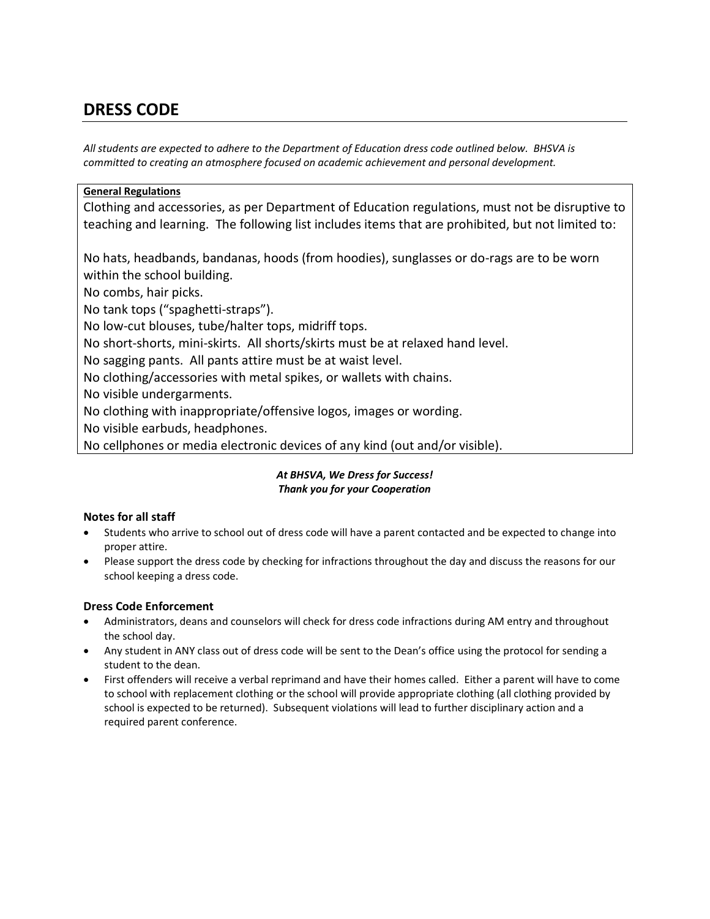## DRESS CODE

*All students are expected to adhere to the Department of Education dress code outlined below. BHSVA is committed to creating an atmosphere focused on academic achievement and personal development.*

**General Regulations**

Clothing and accessories, as per Department of Education regulations, must not be disruptive to teaching and learning. The following list includes items that are prohibited, but not limited to:

No hats, headbands, bandanas, hoods (from hoodies), sunglasses or do-rags are to be worn within the school building.
No combs, hair picks.
No tank tops ("spaghetti-straps").
No low-cut blouses, tube/halter tops, midriff tops.
No short-shorts, mini-skirts. All shorts/skirts must be at relaxed hand level.
No sagging pants. All pants attire must be at waist level.
No clothing/accessories with metal spikes, or wallets with chains.
No visible undergarments.
No clothing with inappropriate/offensive logos, images or wording.
No visible earbuds, headphones.
No cellphones or media electronic devices of any kind (out and/or visible).

***At BHSVA, We Dress for Success!***
***Thank you for your Cooperation***

### Notes for all staff

- Students who arrive to school out of dress code will have a parent contacted and be expected to change into proper attire.
- Please support the dress code by checking for infractions throughout the day and discuss the reasons for our school keeping a dress code.

### Dress Code Enforcement

- Administrators, deans and counselors will check for dress code infractions during AM entry and throughout the school day.
- Any student in ANY class out of dress code will be sent to the Dean's office using the protocol for sending a student to the dean.
- First offenders will receive a verbal reprimand and have their homes called. Either a parent will have to come to school with replacement clothing or the school will provide appropriate clothing (all clothing provided by school is expected to be returned). Subsequent violations will lead to further disciplinary action and a required parent conference.